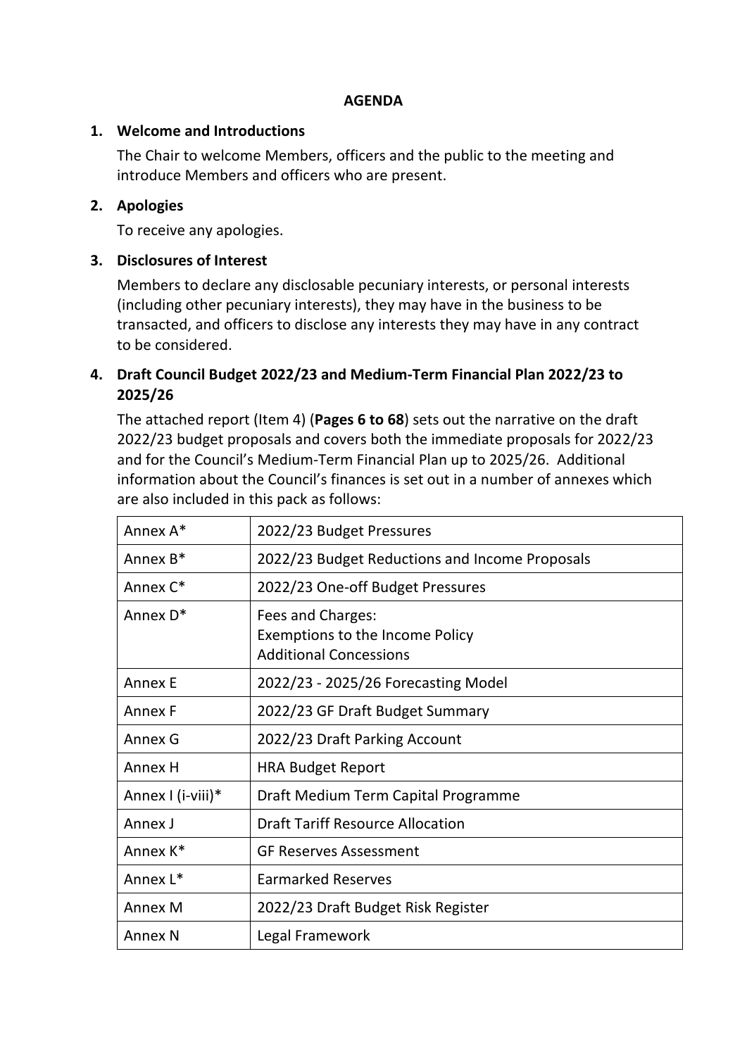**AGENDA**

1. **Welcome and Introductions**

   The Chair to welcome Members, officers and the public to the meeting and introduce Members and officers who are present.

2. **Apologies**

   To receive any apologies.

3. **Disclosures of Interest**

   Members to declare any disclosable pecuniary interests, or personal interests (including other pecuniary interests), they may have in the business to be transacted, and officers to disclose any interests they may have in any contract to be considered.

4. **Draft Council Budget 2022/23 and Medium-Term Financial Plan 2022/23 to 2025/26**

   The attached report (Item 4) (**Pages 6 to 68**) sets out the narrative on the draft 2022/23 budget proposals and covers both the immediate proposals for 2022/23 and for the Council's Medium-Term Financial Plan up to 2025/26. Additional information about the Council's finances is set out in a number of annexes which are also included in this pack as follows:

| Annex A* | 2022/23 Budget Pressures |
|---|---|
| Annex B* | 2022/23 Budget Reductions and Income Proposals |
| Annex C* | 2022/23 One-off Budget Pressures |
| Annex D* | Fees and Charges:<br>Exemptions to the Income Policy<br>Additional Concessions |
| Annex E | 2022/23 - 2025/26 Forecasting Model |
| Annex F | 2022/23 GF Draft Budget Summary |
| Annex G | 2022/23 Draft Parking Account |
| Annex H | HRA Budget Report |
| Annex I (i-viii)* | Draft Medium Term Capital Programme |
| Annex J | Draft Tariff Resource Allocation |
| Annex K* | GF Reserves Assessment |
| Annex L* | Earmarked Reserves |
| Annex M | 2022/23 Draft Budget Risk Register |
| Annex N | Legal Framework |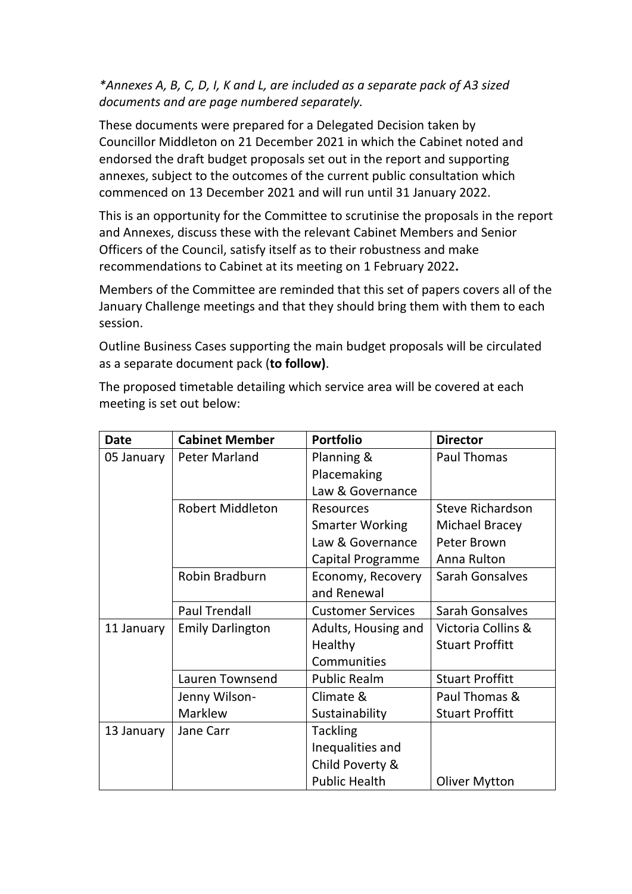*\*Annexes A, B, C, D, I, K and L, are included as a separate pack of A3 sized documents and are page numbered separately.*

These documents were prepared for a Delegated Decision taken by Councillor Middleton on 21 December 2021 in which the Cabinet noted and endorsed the draft budget proposals set out in the report and supporting annexes, subject to the outcomes of the current public consultation which commenced on 13 December 2021 and will run until 31 January 2022.

This is an opportunity for the Committee to scrutinise the proposals in the report and Annexes, discuss these with the relevant Cabinet Members and Senior Officers of the Council, satisfy itself as to their robustness and make recommendations to Cabinet at its meeting on 1 February 2022**.**

Members of the Committee are reminded that this set of papers covers all of the January Challenge meetings and that they should bring them with them to each session.

Outline Business Cases supporting the main budget proposals will be circulated as a separate document pack (**to follow)**.

The proposed timetable detailing which service area will be covered at each meeting is set out below:

| Date | Cabinet Member | Portfolio | Director |
|---|---|---|---|
| 05 January | Peter Marland | Planning & Placemaking<br>Law & Governance | Paul Thomas |
| | Robert Middleton | Resources<br>Smarter Working<br>Law & Governance<br>Capital Programme | Steve Richardson<br>Michael Bracey<br>Peter Brown<br>Anna Rulton |
| | Robin Bradburn | Economy, Recovery and Renewal | Sarah Gonsalves |
| | Paul Trendall | Customer Services | Sarah Gonsalves |
| 11 January | Emily Darlington | Adults, Housing and Healthy Communities | Victoria Collins & Stuart Proffitt |
| | Lauren Townsend | Public Realm | Stuart Proffitt |
| | Jenny Wilson-Marklew | Climate & Sustainability | Paul Thomas & Stuart Proffitt |
| 13 January | Jane Carr | Tackling Inequalities and Child Poverty & Public Health | Oliver Mytton |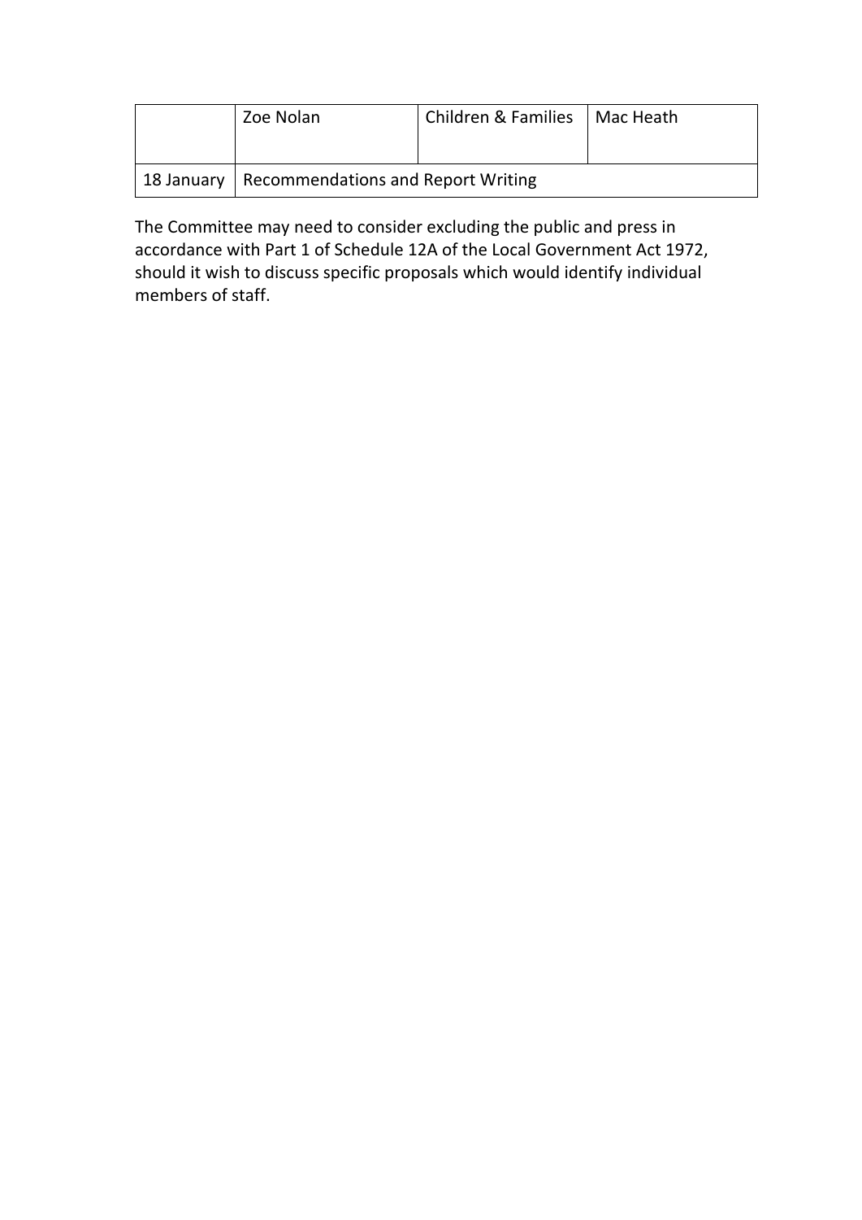| | | | |
|---|---|---|---|
| | Zoe Nolan | Children & Families | Mac Heath |
| 18 January | Recommendations and Report Writing | | |

The Committee may need to consider excluding the public and press in accordance with Part 1 of Schedule 12A of the Local Government Act 1972, should it wish to discuss specific proposals which would identify individual members of staff.